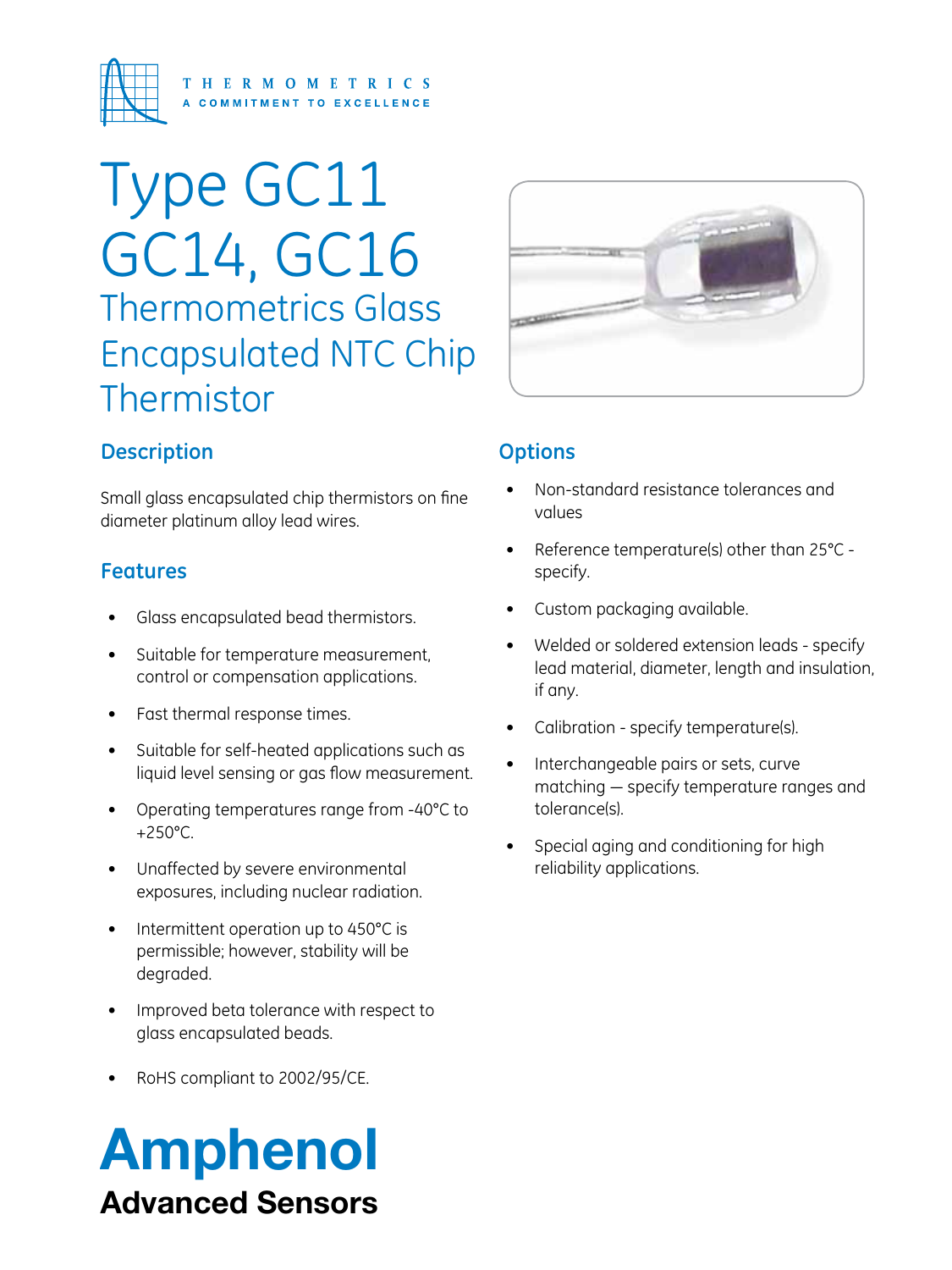THERMOMETRICS
A COMMITMENT TO EXCELLENCE

# Type GC11 GC14, GC16

## Thermometrics Glass Encapsulated NTC Chip Thermistor

### Description

Small glass encapsulated chip thermistors on fine diameter platinum alloy lead wires.

### Features

- Glass encapsulated bead thermistors.
- Suitable for temperature measurement, control or compensation applications.
- Fast thermal response times.
- Suitable for self-heated applications such as liquid level sensing or gas flow measurement.
- Operating temperatures range from -40°C to +250°C.
- Unaffected by severe environmental exposures, including nuclear radiation.
- Intermittent operation up to 450°C is permissible; however, stability will be degraded.
- Improved beta tolerance with respect to glass encapsulated beads.
- RoHS compliant to 2002/95/CE.

### Options

- Non-standard resistance tolerances and values
- Reference temperature(s) other than 25°C - specify.
- Custom packaging available.
- Welded or soldered extension leads - specify lead material, diameter, length and insulation, if any.
- Calibration - specify temperature(s).
- Interchangeable pairs or sets, curve matching — specify temperature ranges and tolerance(s).
- Special aging and conditioning for high reliability applications.

**Amphenol**
**Advanced Sensors**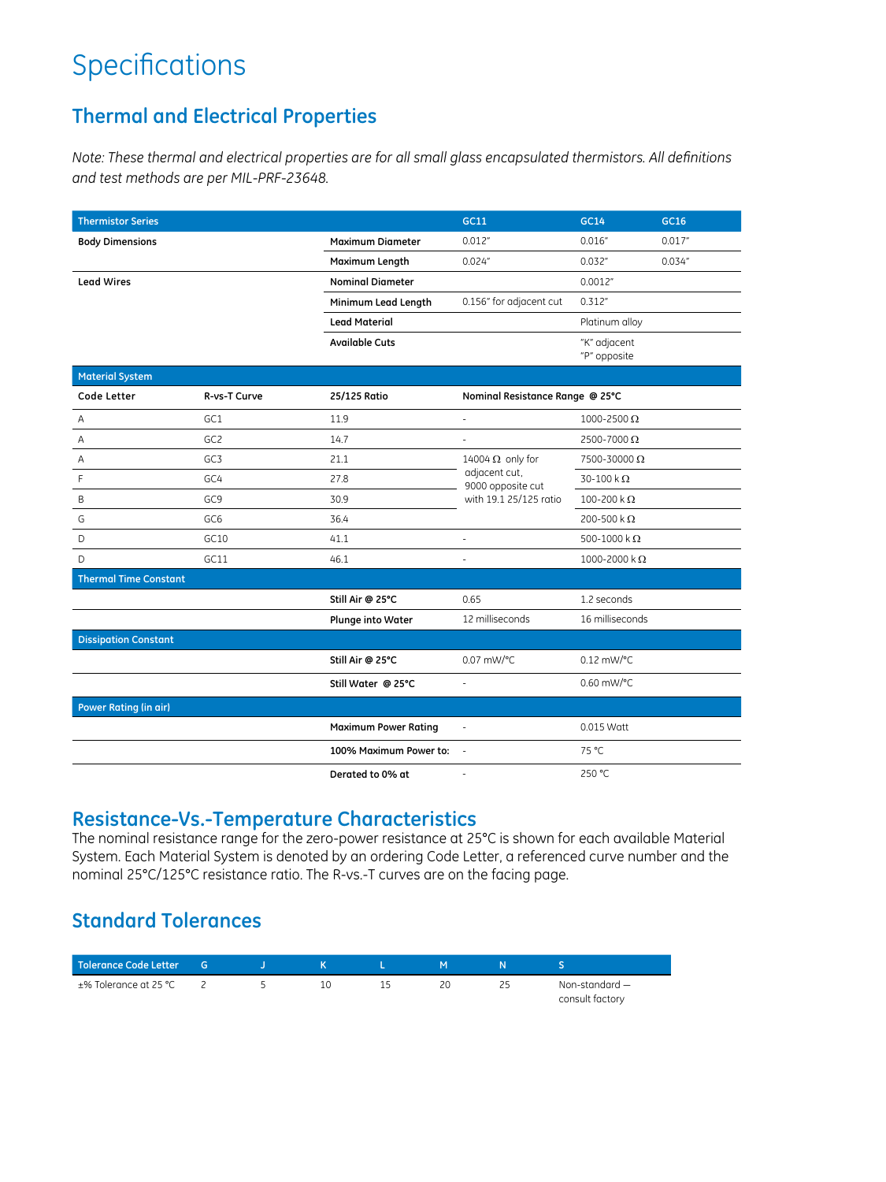# Specifications

## Thermal and Electrical Properties

*Note: These thermal and electrical properties are for all small glass encapsulated thermistors. All definitions and test methods are per MIL-PRF-23648.*

| Thermistor Series | | | GC11 | GC14 | GC16 |
|---|---|---|---|---|---|
| **Body Dimensions** | | **Maximum Diameter** | 0.012" | 0.016" | 0.017" |
| | | **Maximum Length** | 0.024" | 0.032" | 0.034" |
| **Lead Wires** | | **Nominal Diameter** | | 0.0012" | |
| | | **Minimum Lead Length** | 0.156" for adjacent cut | 0.312" | |
| | | **Lead Material** | | Platinum alloy | |
| | | **Available Cuts** | | "K" adjacent<br>"P" opposite | |
| **Material System** | | | | | |
| **Code Letter** | **R-vs-T Curve** | **25/125 Ratio** | **Nominal Resistance Range @ 25°C** | | |
| A | GC1 | 11.9 | - | 1000-2500 Ω | |
| A | GC2 | 14.7 | - | 2500-7000 Ω | |
| A | GC3 | 21.1 | 14004 Ω only for adjacent cut, 9000 opposite cut with 19.1 25/125 ratio | 7500-30000 Ω | |
| F | GC4 | 27.8 | | 30-100 k Ω | |
| B | GC9 | 30.9 | | 100-200 k Ω | |
| G | GC6 | 36.4 | | 200-500 k Ω | |
| D | GC10 | 41.1 | - | 500-1000 k Ω | |
| D | GC11 | 46.1 | - | 1000-2000 k Ω | |
| **Thermal Time Constant** | | | | | |
| | | **Still Air @ 25°C** | 0.65 | 1.2 seconds | |
| | | **Plunge into Water** | 12 milliseconds | 16 milliseconds | |
| **Dissipation Constant** | | | | | |
| | | **Still Air @ 25°C** | 0.07 mW/°C | 0.12 mW/°C | |
| | | **Still Water @ 25°C** | - | 0.60 mW/°C | |
| **Power Rating (in air)** | | | | | |
| | | **Maximum Power Rating** | - | 0.015 Watt | |
| | | **100% Maximum Power to:** | - | 75 °C | |
| | | **Derated to 0% at** | - | 250 °C | |

## Resistance-Vs.-Temperature Characteristics

The nominal resistance range for the zero-power resistance at 25°C is shown for each available Material System. Each Material System is denoted by an ordering Code Letter, a referenced curve number and the nominal 25°C/125°C resistance ratio. The R-vs.-T curves are on the facing page.

## Standard Tolerances

| Tolerance Code Letter | G | J | K | L | M | N | S |
|---|---|---|---|---|---|---|---|
| ±% Tolerance at 25 °C | 2 | 5 | 10 | 15 | 20 | 25 | Non-standard — consult factory |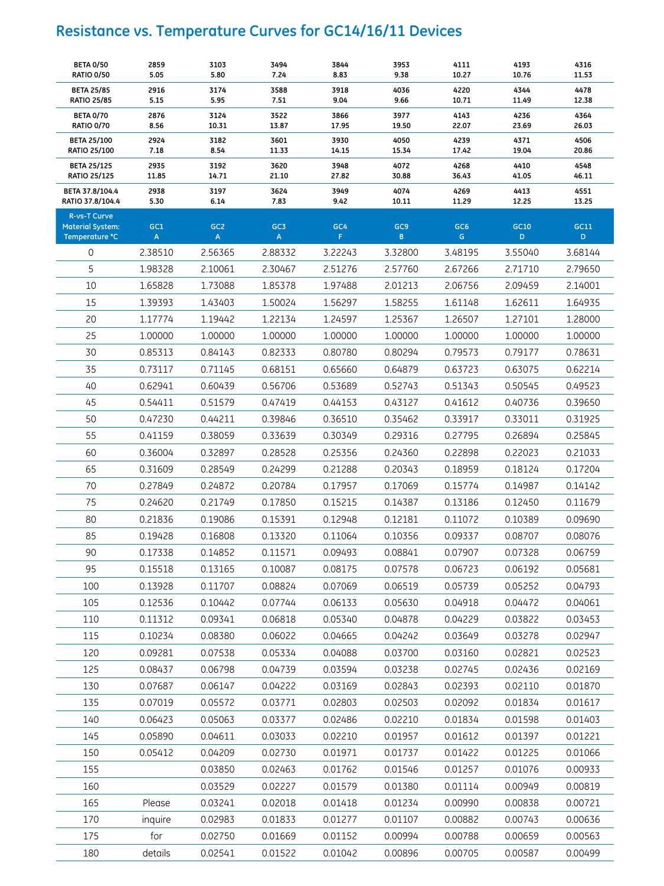# Resistance vs. Temperature Curves for GC14/16/11 Devices

| | | | | | | | | |
|---|---|---|---|---|---|---|---|---|
| BETA 0/50<br>RATIO 0/50 | 2859<br>5.05 | 3103<br>5.80 | 3494<br>7.24 | 3844<br>8.83 | 3953<br>9.38 | 4111<br>10.27 | 4193<br>10.76 | 4316<br>11.53 |
| BETA 25/85<br>RATIO 25/85 | 2916<br>5.15 | 3174<br>5.95 | 3588<br>7.51 | 3918<br>9.04 | 4036<br>9.66 | 4220<br>10.71 | 4344<br>11.49 | 4478<br>12.38 |
| BETA 0/70<br>RATIO 0/70 | 2876<br>8.56 | 3124<br>10.31 | 3522<br>13.87 | 3866<br>17.95 | 3977<br>19.50 | 4143<br>22.07 | 4236<br>23.69 | 4364<br>26.03 |
| BETA 25/100<br>RATIO 25/100 | 2924<br>7.18 | 3182<br>8.54 | 3601<br>11.33 | 3930<br>14.15 | 4050<br>15.34 | 4239<br>17.42 | 4371<br>19.04 | 4506<br>20.86 |
| BETA 25/125<br>RATIO 25/125 | 2935<br>11.85 | 3192<br>14.71 | 3620<br>21.10 | 3948<br>27.82 | 4072<br>30.88 | 4268<br>36.43 | 4410<br>41.05 | 4548<br>46.11 |
| BETA 37.8/104.4<br>RATIO 37.8/104.4 | 2938<br>5.30 | 3197<br>6.14 | 3624<br>7.83 | 3949<br>9.42 | 4074<br>10.11 | 4269<br>11.29 | 4413<br>12.25 | 4551<br>13.25 |
| **R-vs-T Curve<br>Material System:<br>Temperature °C** | **GC1<br>A** | **GC2<br>A** | **GC3<br>A** | **GC4<br>F** | **GC9<br>B** | **GC6<br>G** | **GC10<br>D** | **GC11<br>D** |
| 0 | 2.38510 | 2.56365 | 2.88332 | 3.22243 | 3.32800 | 3.48195 | 3.55040 | 3.68144 |
| 5 | 1.98328 | 2.10061 | 2.30467 | 2.51276 | 2.57760 | 2.67266 | 2.71710 | 2.79650 |
| 10 | 1.65828 | 1.73088 | 1.85378 | 1.97488 | 2.01213 | 2.06756 | 2.09459 | 2.14001 |
| 15 | 1.39393 | 1.43403 | 1.50024 | 1.56297 | 1.58255 | 1.61148 | 1.62611 | 1.64935 |
| 20 | 1.17774 | 1.19442 | 1.22134 | 1.24597 | 1.25367 | 1.26507 | 1.27101 | 1.28000 |
| 25 | 1.00000 | 1.00000 | 1.00000 | 1.00000 | 1.00000 | 1.00000 | 1.00000 | 1.00000 |
| 30 | 0.85313 | 0.84143 | 0.82333 | 0.80780 | 0.80294 | 0.79573 | 0.79177 | 0.78631 |
| 35 | 0.73117 | 0.71145 | 0.68151 | 0.65660 | 0.64879 | 0.63723 | 0.63075 | 0.62214 |
| 40 | 0.62941 | 0.60439 | 0.56706 | 0.53689 | 0.52743 | 0.51343 | 0.50545 | 0.49523 |
| 45 | 0.54411 | 0.51579 | 0.47419 | 0.44153 | 0.43127 | 0.41612 | 0.40736 | 0.39650 |
| 50 | 0.47230 | 0.44211 | 0.39846 | 0.36510 | 0.35462 | 0.33917 | 0.33011 | 0.31925 |
| 55 | 0.41159 | 0.38059 | 0.33639 | 0.30349 | 0.29316 | 0.27795 | 0.26894 | 0.25845 |
| 60 | 0.36004 | 0.32897 | 0.28528 | 0.25356 | 0.24360 | 0.22898 | 0.22023 | 0.21033 |
| 65 | 0.31609 | 0.28549 | 0.24299 | 0.21288 | 0.20343 | 0.18959 | 0.18124 | 0.17204 |
| 70 | 0.27849 | 0.24872 | 0.20784 | 0.17957 | 0.17069 | 0.15774 | 0.14987 | 0.14142 |
| 75 | 0.24620 | 0.21749 | 0.17850 | 0.15215 | 0.14387 | 0.13186 | 0.12450 | 0.11679 |
| 80 | 0.21836 | 0.19086 | 0.15391 | 0.12948 | 0.12181 | 0.11072 | 0.10389 | 0.09690 |
| 85 | 0.19428 | 0.16808 | 0.13320 | 0.11064 | 0.10356 | 0.09337 | 0.08707 | 0.08076 |
| 90 | 0.17338 | 0.14852 | 0.11571 | 0.09493 | 0.08841 | 0.07907 | 0.07328 | 0.06759 |
| 95 | 0.15518 | 0.13165 | 0.10087 | 0.08175 | 0.07578 | 0.06723 | 0.06192 | 0.05681 |
| 100 | 0.13928 | 0.11707 | 0.08824 | 0.07069 | 0.06519 | 0.05739 | 0.05252 | 0.04793 |
| 105 | 0.12536 | 0.10442 | 0.07744 | 0.06133 | 0.05630 | 0.04918 | 0.04472 | 0.04061 |
| 110 | 0.11312 | 0.09341 | 0.06818 | 0.05340 | 0.04878 | 0.04229 | 0.03822 | 0.03453 |
| 115 | 0.10234 | 0.08380 | 0.06022 | 0.04665 | 0.04242 | 0.03649 | 0.03278 | 0.02947 |
| 120 | 0.09281 | 0.07538 | 0.05334 | 0.04088 | 0.03700 | 0.03160 | 0.02821 | 0.02523 |
| 125 | 0.08437 | 0.06798 | 0.04739 | 0.03594 | 0.03238 | 0.02745 | 0.02436 | 0.02169 |
| 130 | 0.07687 | 0.06147 | 0.04222 | 0.03169 | 0.02843 | 0.02393 | 0.02110 | 0.01870 |
| 135 | 0.07019 | 0.05572 | 0.03771 | 0.02803 | 0.02503 | 0.02092 | 0.01834 | 0.01617 |
| 140 | 0.06423 | 0.05063 | 0.03377 | 0.02486 | 0.02210 | 0.01834 | 0.01598 | 0.01403 |
| 145 | 0.05890 | 0.04611 | 0.03033 | 0.02210 | 0.01957 | 0.01612 | 0.01397 | 0.01221 |
| 150 | 0.05412 | 0.04209 | 0.02730 | 0.01971 | 0.01737 | 0.01422 | 0.01225 | 0.01066 |
| 155 | | 0.03850 | 0.02463 | 0.01762 | 0.01546 | 0.01257 | 0.01076 | 0.00933 |
| 160 | | 0.03529 | 0.02227 | 0.01579 | 0.01380 | 0.01114 | 0.00949 | 0.00819 |
| 165 | Please | 0.03241 | 0.02018 | 0.01418 | 0.01234 | 0.00990 | 0.00838 | 0.00721 |
| 170 | inquire | 0.02983 | 0.01833 | 0.01277 | 0.01107 | 0.00882 | 0.00743 | 0.00636 |
| 175 | for | 0.02750 | 0.01669 | 0.01152 | 0.00994 | 0.00788 | 0.00659 | 0.00563 |
| 180 | details | 0.02541 | 0.01522 | 0.01042 | 0.00896 | 0.00705 | 0.00587 | 0.00499 |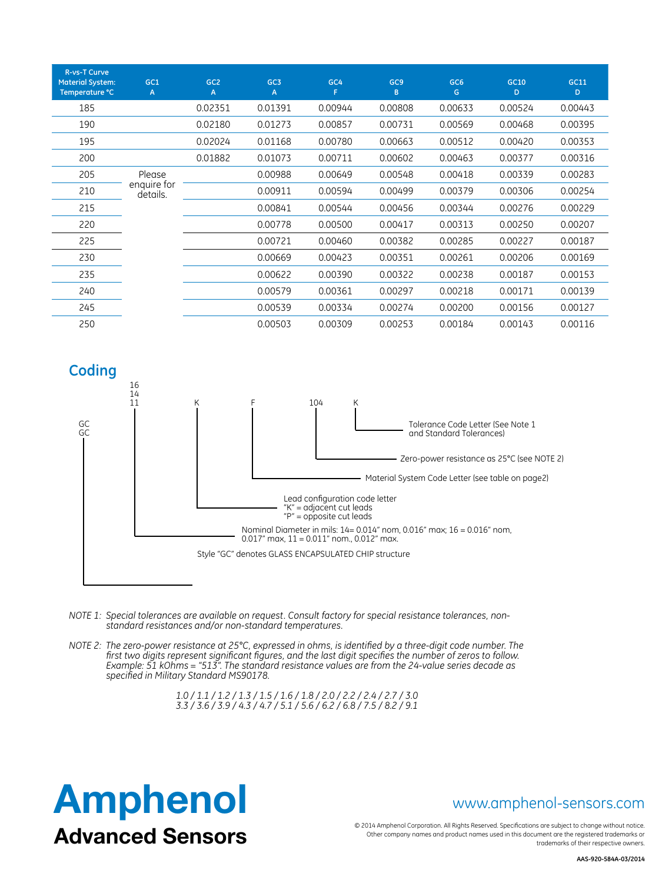| R-vs-T Curve Material System: Temperature °C | GC1 A | GC2 A | GC3 A | GC4 F | GC9 B | GC6 G | GC10 D | GC11 D |
|---|---|---|---|---|---|---|---|---|
| 185 | | 0.02351 | 0.01391 | 0.00944 | 0.00808 | 0.00633 | 0.00524 | 0.00443 |
| 190 | | 0.02180 | 0.01273 | 0.00857 | 0.00731 | 0.00569 | 0.00468 | 0.00395 |
| 195 | | 0.02024 | 0.01168 | 0.00780 | 0.00663 | 0.00512 | 0.00420 | 0.00353 |
| 200 | | 0.01882 | 0.01073 | 0.00711 | 0.00602 | 0.00463 | 0.00377 | 0.00316 |
| 205 | Please enquire for details. | | 0.00988 | 0.00649 | 0.00548 | 0.00418 | 0.00339 | 0.00283 |
| 210 | | | 0.00911 | 0.00594 | 0.00499 | 0.00379 | 0.00306 | 0.00254 |
| 215 | | | 0.00841 | 0.00544 | 0.00456 | 0.00344 | 0.00276 | 0.00229 |
| 220 | | | 0.00778 | 0.00500 | 0.00417 | 0.00313 | 0.00250 | 0.00207 |
| 225 | | | 0.00721 | 0.00460 | 0.00382 | 0.00285 | 0.00227 | 0.00187 |
| 230 | | | 0.00669 | 0.00423 | 0.00351 | 0.00261 | 0.00206 | 0.00169 |
| 235 | | | 0.00622 | 0.00390 | 0.00322 | 0.00238 | 0.00187 | 0.00153 |
| 240 | | | 0.00579 | 0.00361 | 0.00297 | 0.00218 | 0.00171 | 0.00139 |
| 245 | | | 0.00539 | 0.00334 | 0.00274 | 0.00200 | 0.00156 | 0.00127 |
| 250 | | | 0.00503 | 0.00309 | 0.00253 | 0.00184 | 0.00143 | 0.00116 |

## Coding

GC GC — 16 / 14 / 11 — K — F — 104 — K

- K: Tolerance Code Letter (See Note 1 and Standard Tolerances)
- 104: Zero-power resistance as 25°C (see NOTE 2)
- F: Material System Code Letter (see table on page2)
- K: Lead configuration code letter
  "K" = adjacent cut leads
  "P" = opposite cut leads
- 16 / 14 / 11: Nominal Diameter in mils: 14= 0.014" nom, 0.016" max; 16 = 0.016" nom, 0.017" max, 11 = 0.011" nom., 0.012" max.
- GC: Style "GC" denotes GLASS ENCAPSULATED CHIP structure

*NOTE 1: Special tolerances are available on request. Consult factory for special resistance tolerances, non-standard resistances and/or non-standard temperatures.*

*NOTE 2: The zero-power resistance at 25°C, expressed in ohms, is identified by a three-digit code number. The first two digits represent significant figures, and the last digit specifies the number of zeros to follow. Example: 51 kOhms = "513". The standard resistance values are from the 24-value series decade as specified in Military Standard MS90178.*

*1.0 / 1.1 / 1.2 / 1.3 / 1.5 / 1.6 / 1.8 / 2.0 / 2.2 / 2.4 / 2.7 / 3.0*
*3.3 / 3.6 / 3.9 / 4.3 / 4.7 / 5.1 / 5.6 / 6.2 / 6.8 / 7.5 / 8.2 / 9.1*

**Amphenol**
**Advanced Sensors**

www.amphenol-sensors.com

© 2014 Amphenol Corporation. All Rights Reserved. Specifications are subject to change without notice. Other company names and product names used in this document are the registered trademarks or trademarks of their respective owners.

AAS-920-584A-03/2014